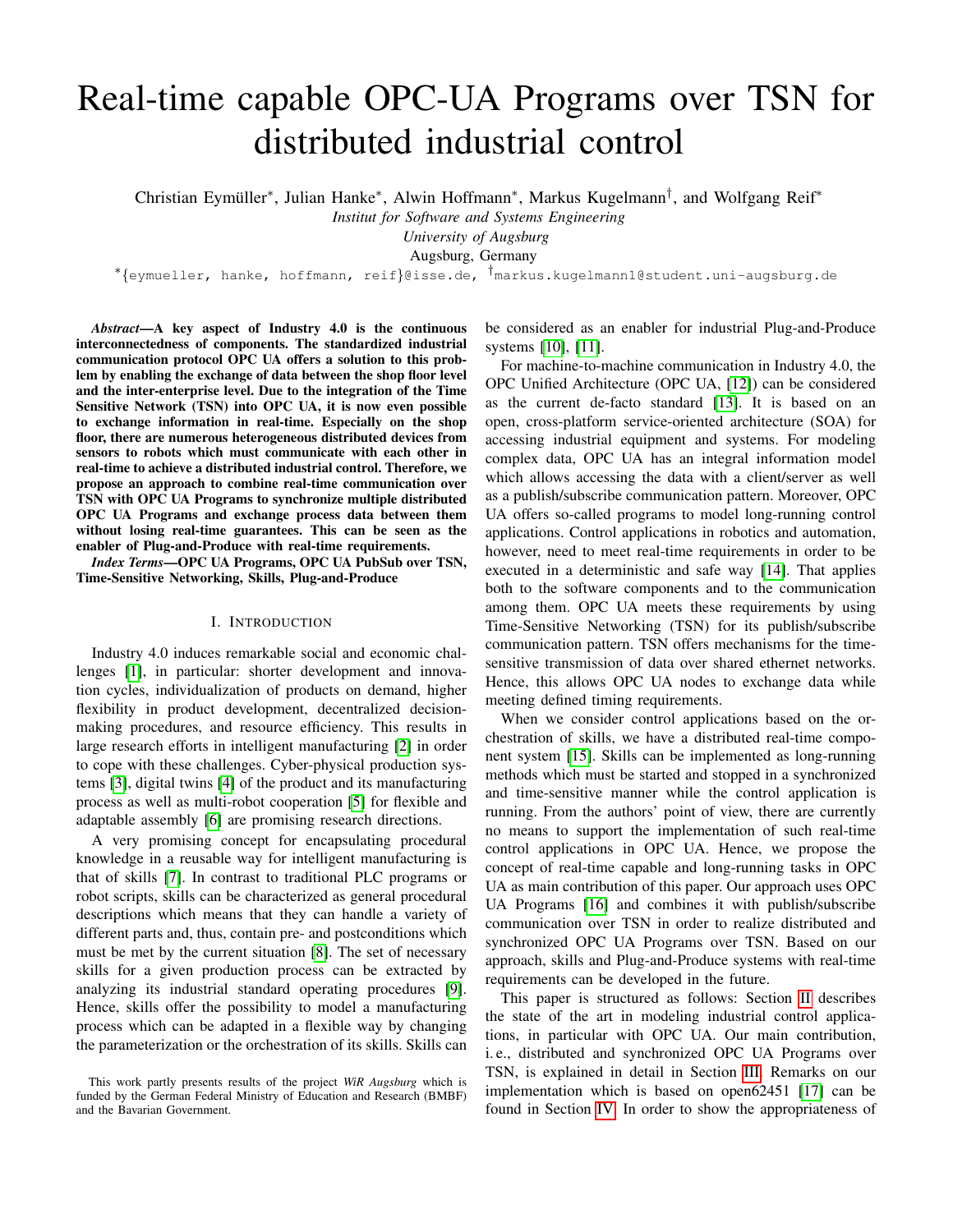# Real-time capable OPC-UA Programs over TSN for distributed industrial control

Christian Eymüller*, Julian Hanke*, Alwin Hoffmann*, Markus Kugelmann†, and Wolfgang Reif*

*Institut for Software and Systems Engineering*

*University of Augsburg*

Augsburg, Germany

*{eymueller, hanke, hoffmann, reif}@isse.de, †markus.kugelmann1@student.uni-augsburg.de

***Abstract*—A key aspect of Industry 4.0 is the continuous interconnectedness of components. The standardized industrial communication protocol OPC UA offers a solution to this problem by enabling the exchange of data between the shop floor level and the inter-enterprise level. Due to the integration of the Time Sensitive Network (TSN) into OPC UA, it is now even possible to exchange information in real-time. Especially on the shop floor, there are numerous heterogeneous distributed devices from sensors to robots which must communicate with each other in real-time to achieve a distributed industrial control. Therefore, we propose an approach to combine real-time communication over TSN with OPC UA Programs to synchronize multiple distributed OPC UA Programs and exchange process data between them without losing real-time guarantees. This can be seen as the enabler of Plug-and-Produce with real-time requirements.**

***Index Terms*—OPC UA Programs, OPC UA PubSub over TSN, Time-Sensitive Networking, Skills, Plug-and-Produce**

## I. Introduction

Industry 4.0 induces remarkable social and economic challenges [1], in particular: shorter development and innovation cycles, individualization of products on demand, higher flexibility in product development, decentralized decision-making procedures, and resource efficiency. This results in large research efforts in intelligent manufacturing [2] in order to cope with these challenges. Cyber-physical production systems [3], digital twins [4] of the product and its manufacturing process as well as multi-robot cooperation [5] for flexible and adaptable assembly [6] are promising research directions.

A very promising concept for encapsulating procedural knowledge in a reusable way for intelligent manufacturing is that of skills [7]. In contrast to traditional PLC programs or robot scripts, skills can be characterized as general procedural descriptions which means that they can handle a variety of different parts and, thus, contain pre- and postconditions which must be met by the current situation [8]. The set of necessary skills for a given production process can be extracted by analyzing its industrial standard operating procedures [9]. Hence, skills offer the possibility to model a manufacturing process which can be adapted in a flexible way by changing the parameterization or the orchestration of its skills. Skills can be considered as an enabler for industrial Plug-and-Produce systems [10], [11].

For machine-to-machine communication in Industry 4.0, the OPC Unified Architecture (OPC UA, [12]) can be considered as the current de-facto standard [13]. It is based on an open, cross-platform service-oriented architecture (SOA) for accessing industrial equipment and systems. For modeling complex data, OPC UA has an integral information model which allows accessing the data with a client/server as well as a publish/subscribe communication pattern. Moreover, OPC UA offers so-called programs to model long-running control applications. Control applications in robotics and automation, however, need to meet real-time requirements in order to be executed in a deterministic and safe way [14]. That applies both to the software components and to the communication among them. OPC UA meets these requirements by using Time-Sensitive Networking (TSN) for its publish/subscribe communication pattern. TSN offers mechanisms for the time-sensitive transmission of data over shared ethernet networks. Hence, this allows OPC UA nodes to exchange data while meeting defined timing requirements.

When we consider control applications based on the orchestration of skills, we have a distributed real-time component system [15]. Skills can be implemented as long-running methods which must be started and stopped in a synchronized and time-sensitive manner while the control application is running. From the authors' point of view, there are currently no means to support the implementation of such real-time control applications in OPC UA. Hence, we propose the concept of real-time capable and long-running tasks in OPC UA as main contribution of this paper. Our approach uses OPC UA Programs [16] and combines it with publish/subscribe communication over TSN in order to realize distributed and synchronized OPC UA Programs over TSN. Based on our approach, skills and Plug-and-Produce systems with real-time requirements can be developed in the future.

This paper is structured as follows: Section II describes the state of the art in modeling industrial control applications, in particular with OPC UA. Our main contribution, i. e., distributed and synchronized OPC UA Programs over TSN, is explained in detail in Section III. Remarks on our implementation which is based on open62451 [17] can be found in Section IV. In order to show the appropriateness of

This work partly presents results of the project *WiR Augsburg* which is funded by the German Federal Ministry of Education and Research (BMBF) and the Bavarian Government.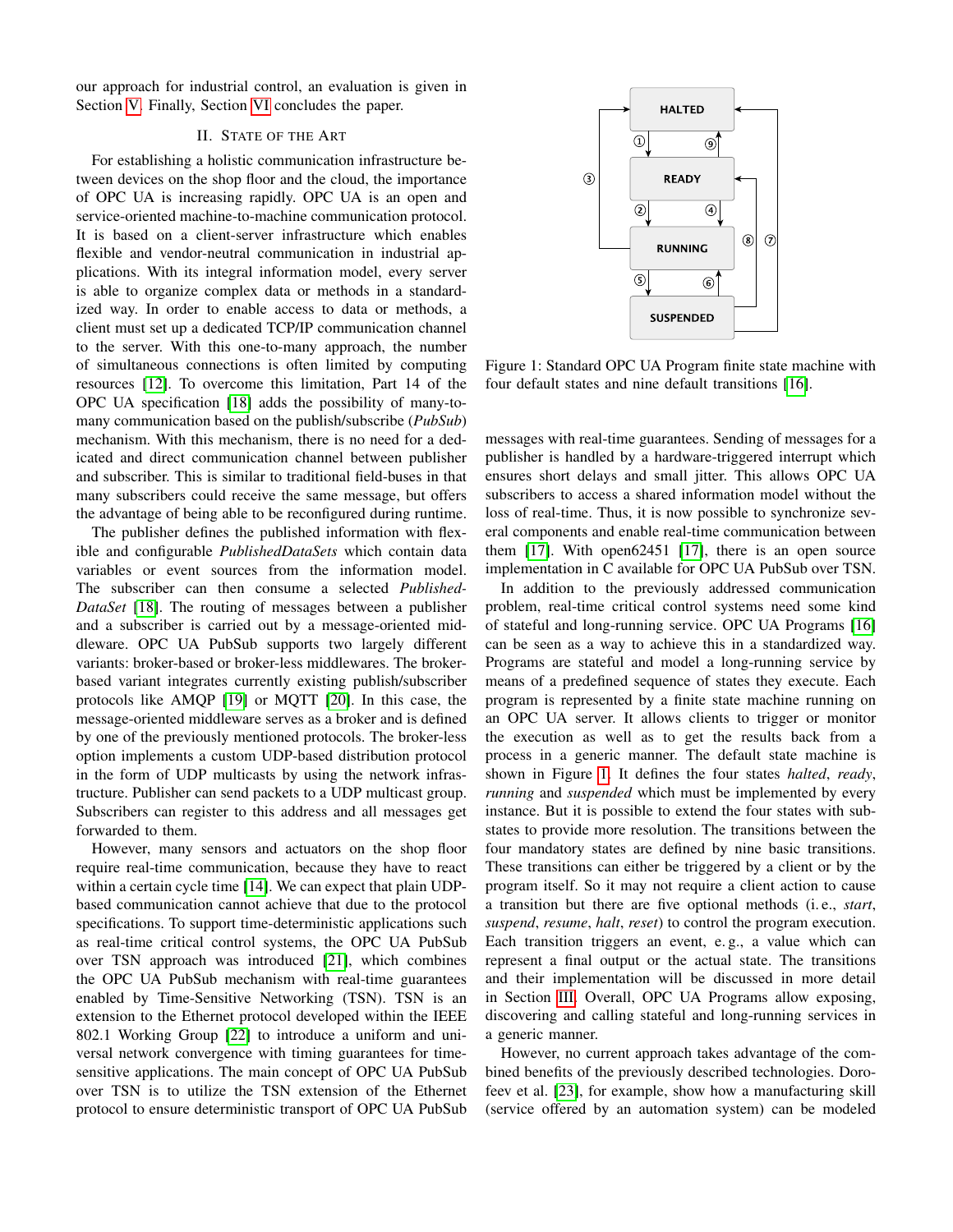our approach for industrial control, an evaluation is given in Section V. Finally, Section VI concludes the paper.

## II. State of the Art

For establishing a holistic communication infrastructure between devices on the shop floor and the cloud, the importance of OPC UA is increasing rapidly. OPC UA is an open and service-oriented machine-to-machine communication protocol. It is based on a client-server infrastructure which enables flexible and vendor-neutral communication in industrial applications. With its integral information model, every server is able to organize complex data or methods in a standardized way. In order to enable access to data or methods, a client must set up a dedicated TCP/IP communication channel to the server. With this one-to-many approach, the number of simultaneous connections is often limited by computing resources [12]. To overcome this limitation, Part 14 of the OPC UA specification [18] adds the possibility of many-to-many communication based on the publish/subscribe (*PubSub*) mechanism. With this mechanism, there is no need for a dedicated and direct communication channel between publisher and subscriber. This is similar to traditional field-buses in that many subscribers could receive the same message, but offers the advantage of being able to be reconfigured during runtime.

The publisher defines the published information with flexible and configurable *PublishedDataSets* which contain data variables or event sources from the information model. The subscriber can then consume a selected *PublishedDataSet* [18]. The routing of messages between a publisher and a subscriber is carried out by a message-oriented middleware. OPC UA PubSub supports two largely different variants: broker-based or broker-less middlewares. The broker-based variant integrates currently existing publish/subscriber protocols like AMQP [19] or MQTT [20]. In this case, the message-oriented middleware serves as a broker and is defined by one of the previously mentioned protocols. The broker-less option implements a custom UDP-based distribution protocol in the form of UDP multicasts by using the network infrastructure. Publisher can send packets to a UDP multicast group. Subscribers can register to this address and all messages get forwarded to them.

However, many sensors and actuators on the shop floor require real-time communication, because they have to react within a certain cycle time [14]. We can expect that plain UDP-based communication cannot achieve that due to the protocol specifications. To support time-deterministic applications such as real-time critical control systems, the OPC UA PubSub over TSN approach was introduced [21], which combines the OPC UA PubSub mechanism with real-time guarantees enabled by Time-Sensitive Networking (TSN). TSN is an extension to the Ethernet protocol developed within the IEEE 802.1 Working Group [22] to introduce a uniform and universal network convergence with timing guarantees for time-sensitive applications. The main concept of OPC UA PubSub over TSN is to utilize the TSN extension of the Ethernet protocol to ensure deterministic transport of OPC UA PubSub messages with real-time guarantees. Sending of messages for a publisher is handled by a hardware-triggered interrupt which ensures short delays and small jitter. This allows OPC UA subscribers to access a shared information model without the loss of real-time. Thus, it is now possible to synchronize several components and enable real-time communication between them [17]. With open62451 [17], there is an open source implementation in C available for OPC UA PubSub over TSN.

Figure 1: Standard OPC UA Program finite state machine with four default states and nine default transitions [16].

In addition to the previously addressed communication problem, real-time critical control systems need some kind of stateful and long-running service. OPC UA Programs [16] can be seen as a way to achieve this in a standardized way. Programs are stateful and model a long-running service by means of a predefined sequence of states they execute. Each program is represented by a finite state machine running on an OPC UA server. It allows clients to trigger or monitor the execution as well as to get the results back from a process in a generic manner. The default state machine is shown in Figure 1. It defines the four states *halted*, *ready*, *running* and *suspended* which must be implemented by every instance. But it is possible to extend the four states with substates to provide more resolution. The transitions between the four mandatory states are defined by nine basic transitions. These transitions can either be triggered by a client or by the program itself. So it may not require a client action to cause a transition but there are five optional methods (i. e., *start*, *suspend*, *resume*, *halt*, *reset*) to control the program execution. Each transition triggers an event, e. g., a value which can represent a final output or the actual state. The transitions and their implementation will be discussed in more detail in Section III. Overall, OPC UA Programs allow exposing, discovering and calling stateful and long-running services in a generic manner.

However, no current approach takes advantage of the combined benefits of the previously described technologies. Dorofeev et al. [23], for example, show how a manufacturing skill (service offered by an automation system) can be modeled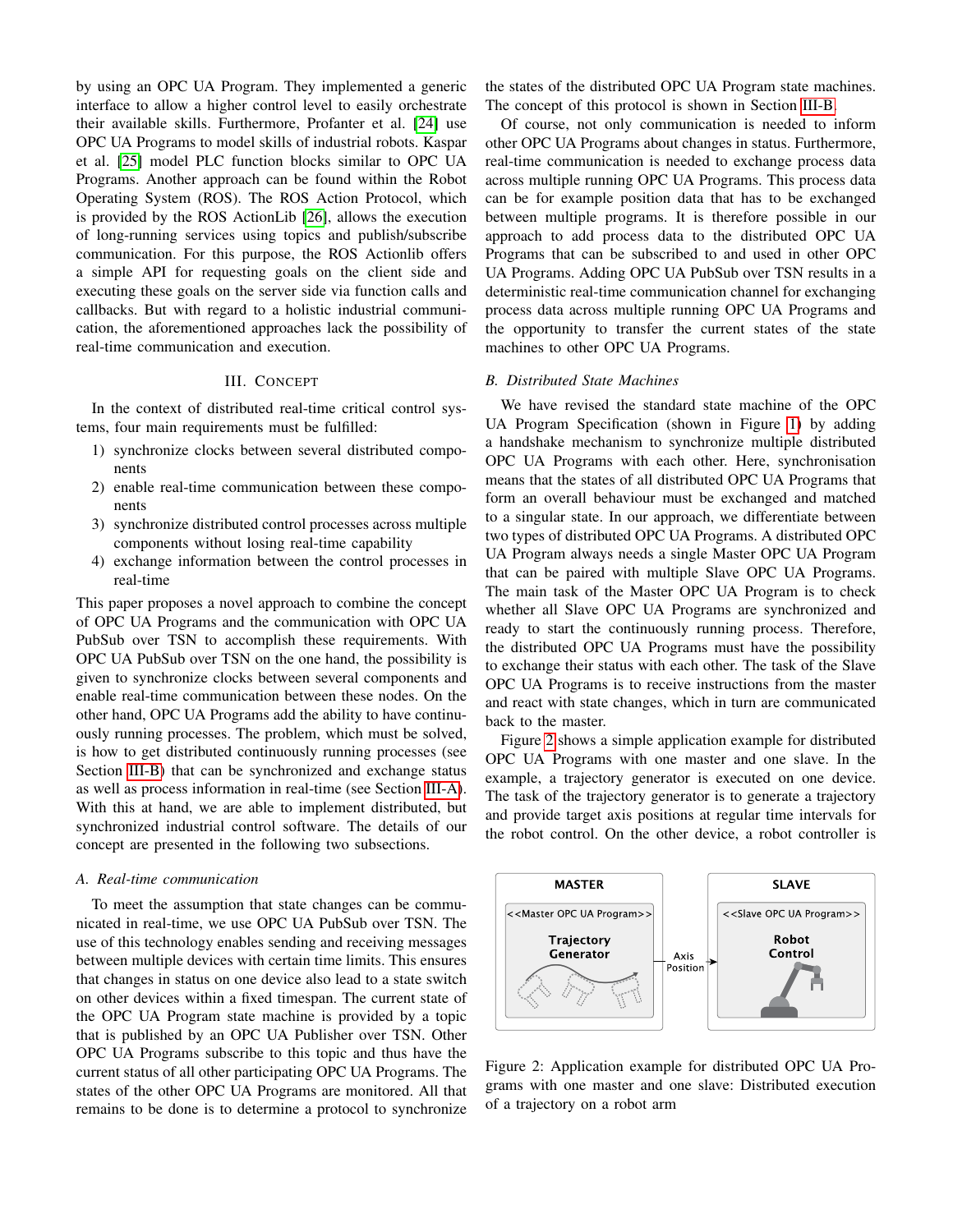by using an OPC UA Program. They implemented a generic interface to allow a higher control level to easily orchestrate their available skills. Furthermore, Profanter et al. [24] use OPC UA Programs to model skills of industrial robots. Kaspar et al. [25] model PLC function blocks similar to OPC UA Programs. Another approach can be found within the Robot Operating System (ROS). The ROS Action Protocol, which is provided by the ROS ActionLib [26], allows the execution of long-running services using topics and publish/subscribe communication. For this purpose, the ROS Actionlib offers a simple API for requesting goals on the client side and executing these goals on the server side via function calls and callbacks. But with regard to a holistic industrial communication, the aforementioned approaches lack the possibility of real-time communication and execution.

## III. Concept

In the context of distributed real-time critical control systems, four main requirements must be fulfilled:

1) synchronize clocks between several distributed components
2) enable real-time communication between these components
3) synchronize distributed control processes across multiple components without losing real-time capability
4) exchange information between the control processes in real-time

This paper proposes a novel approach to combine the concept of OPC UA Programs and the communication with OPC UA PubSub over TSN to accomplish these requirements. With OPC UA PubSub over TSN on the one hand, the possibility is given to synchronize clocks between several components and enable real-time communication between these nodes. On the other hand, OPC UA Programs add the ability to have continuously running processes. The problem, which must be solved, is how to get distributed continuously running processes (see Section III-B) that can be synchronized and exchange status as well as process information in real-time (see Section III-A). With this at hand, we are able to implement distributed, but synchronized industrial control software. The details of our concept are presented in the following two subsections.

### A. Real-time communication

To meet the assumption that state changes can be communicated in real-time, we use OPC UA PubSub over TSN. The use of this technology enables sending and receiving messages between multiple devices with certain time limits. This ensures that changes in status on one device also lead to a state switch on other devices within a fixed timespan. The current state of the OPC UA Program state machine is provided by a topic that is published by an OPC UA Publisher over TSN. Other OPC UA Programs subscribe to this topic and thus have the current status of all other participating OPC UA Programs. The states of the other OPC UA Programs are monitored. All that remains to be done is to determine a protocol to synchronize the states of the distributed OPC UA Program state machines. The concept of this protocol is shown in Section III-B.

Of course, not only communication is needed to inform other OPC UA Programs about changes in status. Furthermore, real-time communication is needed to exchange process data across multiple running OPC UA Programs. This process data can be for example position data that has to be exchanged between multiple programs. It is therefore possible in our approach to add process data to the distributed OPC UA Programs that can be subscribed to and used in other OPC UA Programs. Adding OPC UA PubSub over TSN results in a deterministic real-time communication channel for exchanging process data across multiple running OPC UA Programs and the opportunity to transfer the current states of the state machines to other OPC UA Programs.

### B. Distributed State Machines

We have revised the standard state machine of the OPC UA Program Specification (shown in Figure 1) by adding a handshake mechanism to synchronize multiple distributed OPC UA Programs with each other. Here, synchronisation means that the states of all distributed OPC UA Programs that form an overall behaviour must be exchanged and matched to a singular state. In our approach, we differentiate between two types of distributed OPC UA Programs. A distributed OPC UA Program always needs a single Master OPC UA Program that can be paired with multiple Slave OPC UA Programs. The main task of the Master OPC UA Program is to check whether all Slave OPC UA Programs are synchronized and ready to start the continuously running process. Therefore, the distributed OPC UA Programs must have the possibility to exchange their status with each other. The task of the Slave OPC UA Programs is to receive instructions from the master and react with state changes, which in turn are communicated back to the master.

Figure 2 shows a simple application example for distributed OPC UA Programs with one master and one slave. In the example, a trajectory generator is executed on one device. The task of the trajectory generator is to generate a trajectory and provide target axis positions at regular time intervals for the robot control. On the other device, a robot controller is

Figure 2: Application example for distributed OPC UA Programs with one master and one slave: Distributed execution of a trajectory on a robot arm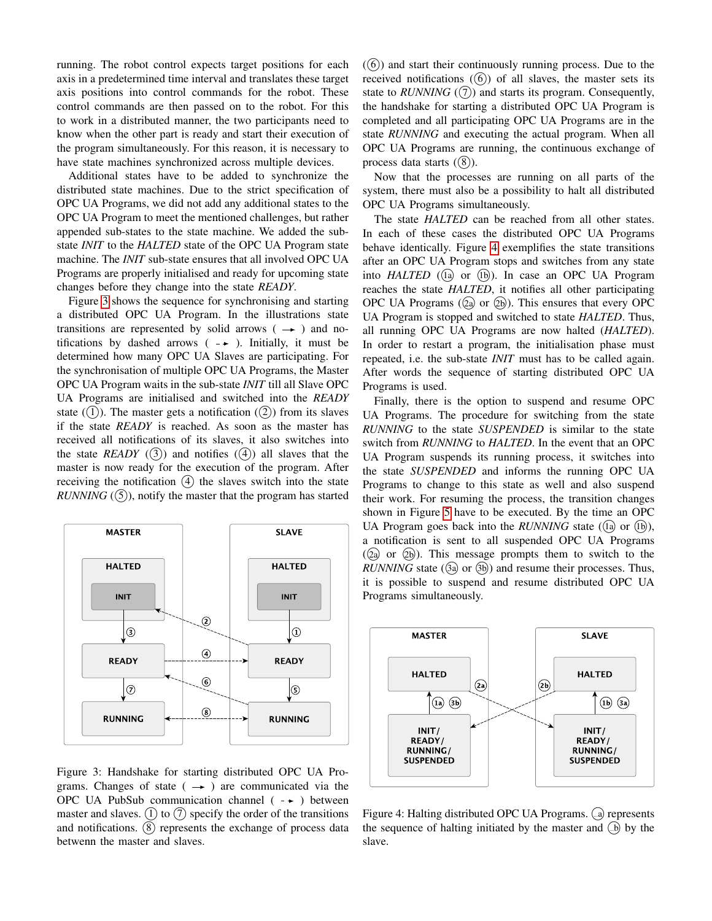running. The robot control expects target positions for each axis in a predetermined time interval and translates these target axis positions into control commands for the robot. These control commands are then passed on to the robot. For this to work in a distributed manner, the two participants need to know when the other part is ready and start their execution of the program simultaneously. For this reason, it is necessary to have state machines synchronized across multiple devices.

Additional states have to be added to synchronize the distributed state machines. Due to the strict specification of OPC UA Programs, we did not add any additional states to the OPC UA Program to meet the mentioned challenges, but rather appended sub-states to the state machine. We added the sub-state *INIT* to the *HALTED* state of the OPC UA Program state machine. The *INIT* sub-state ensures that all involved OPC UA Programs are properly initialised and ready for upcoming state changes before they change into the state *READY*.

Figure 3 shows the sequence for synchronising and starting a distributed OPC UA Program. In the illustrations state transitions are represented by solid arrows ( → ) and notifications by dashed arrows ( ⇢ ). Initially, it must be determined how many OPC UA Slaves are participating. For the synchronisation of multiple OPC UA Programs, the Master OPC UA Program waits in the sub-state *INIT* till all Slave OPC UA Programs are initialised and switched into the *READY* state (①). The master gets a notification (②) from its slaves if the state *READY* is reached. As soon as the master has received all notifications of its slaves, it also switches into the state *READY* (③) and notifies (④) all slaves that the master is now ready for the execution of the program. After receiving the notification ④ the slaves switch into the state *RUNNING* (⑤), notify the master that the program has started (⑥) and start their continuously running process. Due to the received notifications (⑥) of all slaves, the master sets its state to *RUNNING* (⑦) and starts its program. Consequently, the handshake for starting a distributed OPC UA Program is completed and all participating OPC UA Programs are in the state *RUNNING* and executing the actual program. When all OPC UA Programs are running, the continuous exchange of process data starts (⑧).

Figure 3: Handshake for starting distributed OPC UA Programs. Changes of state ( → ) are communicated via the OPC UA PubSub communication channel ( ⇢ ) between master and slaves. ① to ⑦ specify the order of the transitions and notifications. ⑧ represents the exchange of process data betwenn the master and slaves.

Now that the processes are running on all parts of the system, there must also be a possibility to halt all distributed OPC UA Programs simultaneously.

The state *HALTED* can be reached from all other states. In each of these cases the distributed OPC UA Programs behave identically. Figure 4 exemplifies the state transitions after an OPC UA Program stops and switches from any state into *HALTED* (1a or 1b). In case an OPC UA Program reaches the state *HALTED*, it notifies all other participating OPC UA Programs (2a or 2b). This ensures that every OPC UA Program is stopped and switched to state *HALTED*. Thus, all running OPC UA Programs are now halted (*HALTED*). In order to restart a program, the initialisation phase must repeated, i.e. the sub-state *INIT* must has to be called again. After words the sequence of starting distributed OPC UA Programs is used.

Finally, there is the option to suspend and resume OPC UA Programs. The procedure for switching from the state *RUNNING* to the state *SUSPENDED* is similar to the state switch from *RUNNING* to *HALTED*. In the event that an OPC UA Program suspends its running process, it switches into the state *SUSPENDED* and informs the running OPC UA Programs to change to this state as well and also suspend their work. For resuming the process, the transition changes shown in Figure 5 have to be executed. By the time an OPC UA Program goes back into the *RUNNING* state (1a or 1b), a notification is sent to all suspended OPC UA Programs (2a or 2b). This message prompts them to switch to the *RUNNING* state (3a or 3b) and resume their processes. Thus, it is possible to suspend and resume distributed OPC UA Programs simultaneously.

Figure 4: Halting distributed OPC UA Programs. .a represents the sequence of halting initiated by the master and .b by the slave.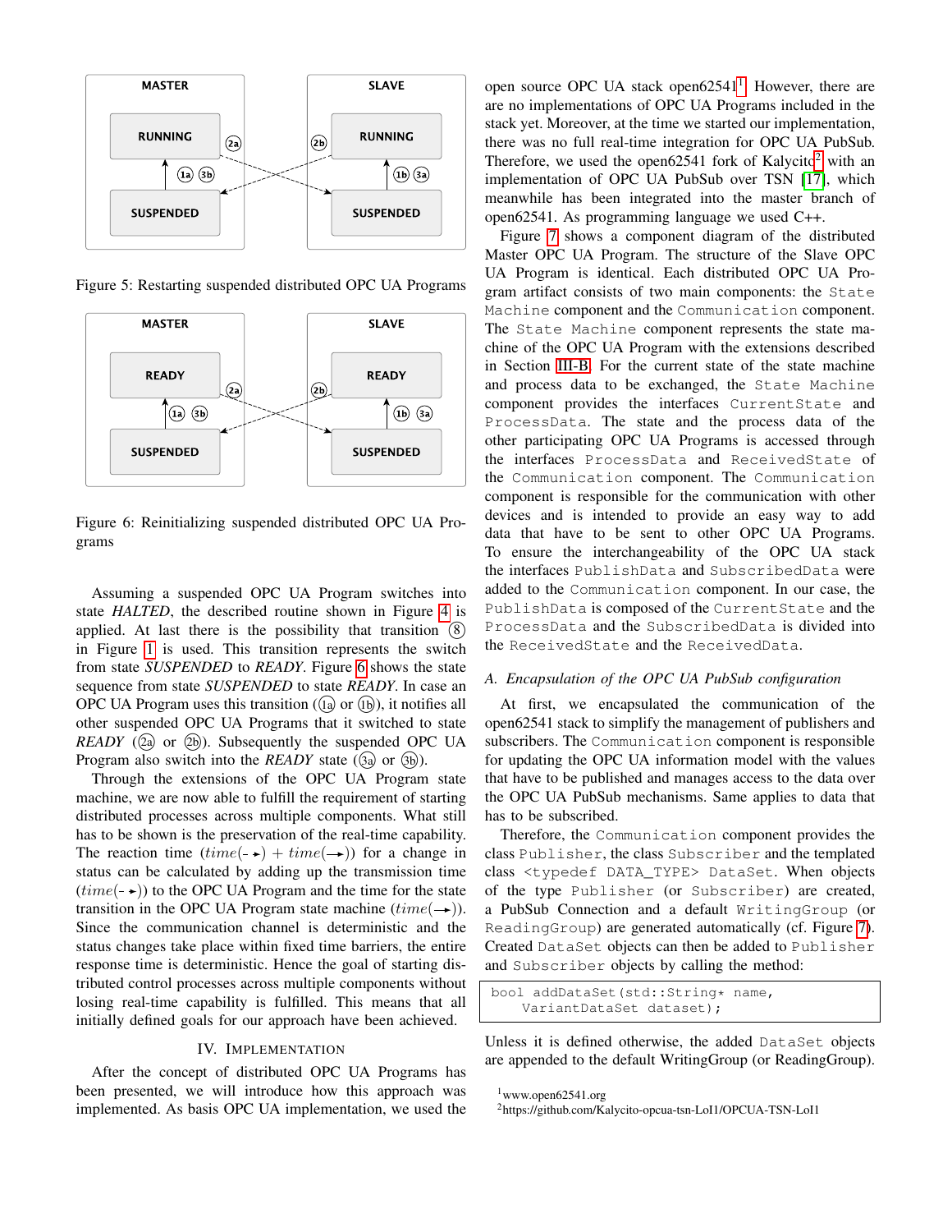Figure 5: Restarting suspended distributed OPC UA Programs

Figure 6: Reinitializing suspended distributed OPC UA Programs

Assuming a suspended OPC UA Program switches into state *HALTED*, the described routine shown in Figure 4 is applied. At last there is the possibility that transition (8) in Figure 1 is used. This transition represents the switch from state *SUSPENDED* to *READY*. Figure 6 shows the state sequence from state *SUSPENDED* to state *READY*. In case an OPC UA Program uses this transition ((1a) or (1b)), it notifies all other suspended OPC UA Programs that it switched to state *READY* ((2a) or (2b)). Subsequently the suspended OPC UA Program also switch into the *READY* state ((3a) or (3b)).

Through the extensions of the OPC UA Program state machine, we are now able to fulfill the requirement of starting distributed processes across multiple components. What still has to be shown is the preservation of the real-time capability. The reaction time ($time(\dashrightarrow) + time(\rightarrow)$) for a change in status can be calculated by adding up the transmission time ($time(\dashrightarrow)$) to the OPC UA Program and the time for the state transition in the OPC UA Program state machine ($time(\rightarrow)$). Since the communication channel is deterministic and the status changes take place within fixed time barriers, the entire response time is deterministic. Hence the goal of starting distributed control processes across multiple components without losing real-time capability is fulfilled. This means that all initially defined goals for our approach have been achieved.

## IV. Implementation

After the concept of distributed OPC UA Programs has been presented, we will introduce how this approach was implemented. As basis OPC UA implementation, we used the open source OPC UA stack open62541[1]. However, there are are no implementations of OPC UA Programs included in the stack yet. Moreover, at the time we started our implementation, there was no full real-time integration for OPC UA PubSub. Therefore, we used the open62541 fork of Kalycito[2] with an implementation of OPC UA PubSub over TSN [17], which meanwhile has been integrated into the master branch of open62541. As programming language we used C++.

Figure 7 shows a component diagram of the distributed Master OPC UA Program. The structure of the Slave OPC UA Program is identical. Each distributed OPC UA Program artifact consists of two main components: the `State Machine` component and the `Communication` component. The `State Machine` component represents the state machine of the OPC UA Program with the extensions described in Section III-B. For the current state of the state machine and process data to be exchanged, the `State Machine` component provides the interfaces `CurrentState` and `ProcessData`. The state and the process data of the other participating OPC UA Programs is accessed through the interfaces `ProcessData` and `ReceivedState` of the `Communication` component. The `Communication` component is responsible for the communication with other devices and is intended to provide an easy way to add data that have to be sent to other OPC UA Programs. To ensure the interchangeability of the OPC UA stack the interfaces `PublishData` and `SubscribedData` were added to the `Communication` component. In our case, the `PublishData` is composed of the `CurrentState` and the `ProcessData` and the `SubscribedData` is divided into the `ReceivedState` and the `ReceivedData`.

### A. Encapsulation of the OPC UA PubSub configuration

At first, we encapsulated the communication of the open62541 stack to simplify the management of publishers and subscribers. The `Communication` component is responsible for updating the OPC UA information model with the values that have to be published and manages access to the data over the OPC UA PubSub mechanisms. Same applies to data that has to be subscribed.

Therefore, the `Communication` component provides the class `Publisher`, the class `Subscriber` and the templated class `<typedef DATA_TYPE> DataSet`. When objects of the type `Publisher` (or `Subscriber`) are created, a PubSub Connection and a default `WritingGroup` (or `ReadingGroup`) are generated automatically (cf. Figure 7). Created `DataSet` objects can then be added to `Publisher` and `Subscriber` objects by calling the method:

```
bool addDataSet(std::String* name,
    VariantDataSet dataset);
```

Unless it is defined otherwise, the added `DataSet` objects are appended to the default WritingGroup (or ReadingGroup).

[1] www.open62541.org

[2] https://github.com/Kalycito-opcua-tsn-LoI1/OPCUA-TSN-LoI1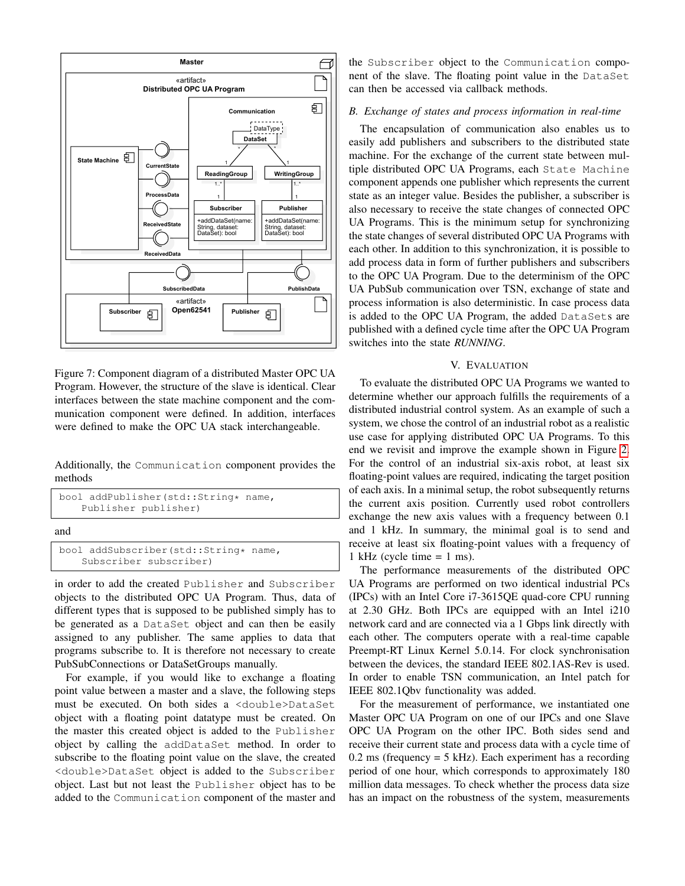Figure 7: Component diagram of a distributed Master OPC UA Program. However, the structure of the slave is identical. Clear interfaces between the state machine component and the communication component were defined. In addition, interfaces were defined to make the OPC UA stack interchangeable.

Additionally, the `Communication` component provides the methods

```
bool addPublisher(std::String* name,
    Publisher publisher)
```

and

```
bool addSubscriber(std::String* name,
    Subscriber subscriber)
```

in order to add the created `Publisher` and `Subscriber` objects to the distributed OPC UA Program. Thus, data of different types that is supposed to be published simply has to be generated as a `DataSet` object and can then be easily assigned to any publisher. The same applies to data that programs subscribe to. It is therefore not necessary to create PubSubConnections or DataSetGroups manually.

For example, if you would like to exchange a floating point value between a master and a slave, the following steps must be executed. On both sides a `<double>DataSet` object with a floating point datatype must be created. On the master this created object is added to the `Publisher` object by calling the `addDataSet` method. In order to subscribe to the floating point value on the slave, the created `<double>DataSet` object is added to the `Subscriber` object. Last but not least the `Publisher` object has to be added to the `Communication` component of the master and the `Subscriber` object to the `Communication` component of the slave. The floating point value in the `DataSet` can then be accessed via callback methods.

### B. Exchange of states and process information in real-time

The encapsulation of communication also enables us to easily add publishers and subscribers to the distributed state machine. For the exchange of the current state between multiple distributed OPC UA Programs, each `State Machine` component appends one publisher which represents the current state as an integer value. Besides the publisher, a subscriber is also necessary to receive the state changes of connected OPC UA Programs. This is the minimum setup for synchronizing the state changes of several distributed OPC UA Programs with each other. In addition to this synchronization, it is possible to add process data in form of further publishers and subscribers to the OPC UA Program. Due to the determinism of the OPC UA PubSub communication over TSN, exchange of state and process information is also deterministic. In case process data is added to the OPC UA Program, the added `DataSets` are published with a defined cycle time after the OPC UA Program switches into the state *RUNNING*.

## V. Evaluation

To evaluate the distributed OPC UA Programs we wanted to determine whether our approach fulfills the requirements of a distributed industrial control system. As an example of such a system, we chose the control of an industrial robot as a realistic use case for applying distributed OPC UA Programs. To this end we revisit and improve the example shown in Figure 2. For the control of an industrial six-axis robot, at least six floating-point values are required, indicating the target position of each axis. In a minimal setup, the robot subsequently returns the current axis position. Currently used robot controllers exchange the new axis values with a frequency between 0.1 and 1 kHz. In summary, the minimal goal is to send and receive at least six floating-point values with a frequency of 1 kHz (cycle time = 1 ms).

The performance measurements of the distributed OPC UA Programs are performed on two identical industrial PCs (IPCs) with an Intel Core i7-3615QE quad-core CPU running at 2.30 GHz. Both IPCs are equipped with an Intel i210 network card and are connected via a 1 Gbps link directly with each other. The computers operate with a real-time capable Preempt-RT Linux Kernel 5.0.14. For clock synchronisation between the devices, the standard IEEE 802.1AS-Rev is used. In order to enable TSN communication, an Intel patch for IEEE 802.1Qbv functionality was added.

For the measurement of performance, we instantiated one Master OPC UA Program on one of our IPCs and one Slave OPC UA Program on the other IPC. Both sides send and receive their current state and process data with a cycle time of 0.2 ms (frequency = 5 kHz). Each experiment has a recording period of one hour, which corresponds to approximately 180 million data messages. To check whether the process data size has an impact on the robustness of the system, measurements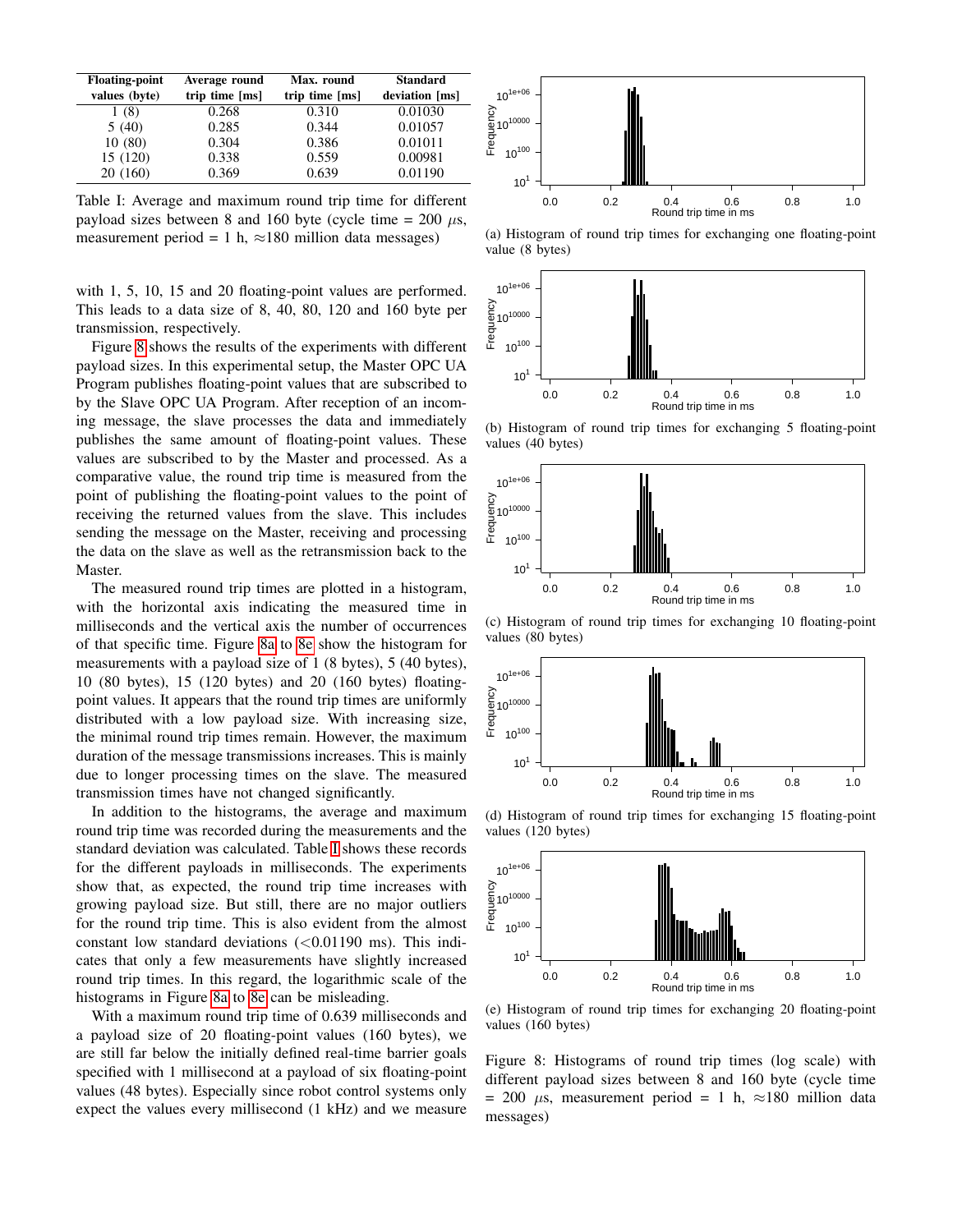| Floating-point values (byte) | Average round trip time [ms] | Max. round trip time [ms] | Standard deviation [ms] |
|---|---|---|---|
| 1 (8) | 0.268 | 0.310 | 0.01030 |
| 5 (40) | 0.285 | 0.344 | 0.01057 |
| 10 (80) | 0.304 | 0.386 | 0.01011 |
| 15 (120) | 0.338 | 0.559 | 0.00981 |
| 20 (160) | 0.369 | 0.639 | 0.01190 |

Table I: Average and maximum round trip time for different payload sizes between 8 and 160 byte (cycle time = 200 $\mu$s, measurement period = 1 h, ≈180 million data messages)

with 1, 5, 10, 15 and 20 floating-point values are performed. This leads to a data size of 8, 40, 80, 120 and 160 byte per transmission, respectively.

Figure 8 shows the results of the experiments with different payload sizes. In this experimental setup, the Master OPC UA Program publishes floating-point values that are subscribed to by the Slave OPC UA Program. After reception of an incoming message, the slave processes the data and immediately publishes the same amount of floating-point values. These values are subscribed to by the Master and processed. As a comparative value, the round trip time is measured from the point of publishing the floating-point values to the point of receiving the returned values from the slave. This includes sending the message on the Master, receiving and processing the data on the slave as well as the retransmission back to the Master.

The measured round trip times are plotted in a histogram, with the horizontal axis indicating the measured time in milliseconds and the vertical axis the number of occurrences of that specific time. Figure 8a to 8e show the histogram for measurements with a payload size of 1 (8 bytes), 5 (40 bytes), 10 (80 bytes), 15 (120 bytes) and 20 (160 bytes) floating-point values. It appears that the round trip times are uniformly distributed with a low payload size. With increasing size, the minimal round trip times remain. However, the maximum duration of the message transmissions increases. This is mainly due to longer processing times on the slave. The measured transmission times have not changed significantly.

In addition to the histograms, the average and maximum round trip time was recorded during the measurements and the standard deviation was calculated. Table I shows these records for the different payloads in milliseconds. The experiments show that, as expected, the round trip time increases with growing payload size. But still, there are no major outliers for the round trip time. This is also evident from the almost constant low standard deviations (<0.01190 ms). This indicates that only a few measurements have slightly increased round trip times. In this regard, the logarithmic scale of the histograms in Figure 8a to 8e can be misleading.

With a maximum round trip time of 0.639 milliseconds and a payload size of 20 floating-point values (160 bytes), we are still far below the initially defined real-time barrier goals specified with 1 millisecond at a payload of six floating-point values (48 bytes). Especially since robot control systems only expect the values every millisecond (1 kHz) and we measure

(a) Histogram of round trip times for exchanging one floating-point value (8 bytes)

(b) Histogram of round trip times for exchanging 5 floating-point values (40 bytes)

(c) Histogram of round trip times for exchanging 10 floating-point values (80 bytes)

(d) Histogram of round trip times for exchanging 15 floating-point values (120 bytes)

(e) Histogram of round trip times for exchanging 20 floating-point values (160 bytes)

Figure 8: Histograms of round trip times (log scale) with different payload sizes between 8 and 160 byte (cycle time = 200 $\mu$s, measurement period = 1 h, ≈180 million data messages)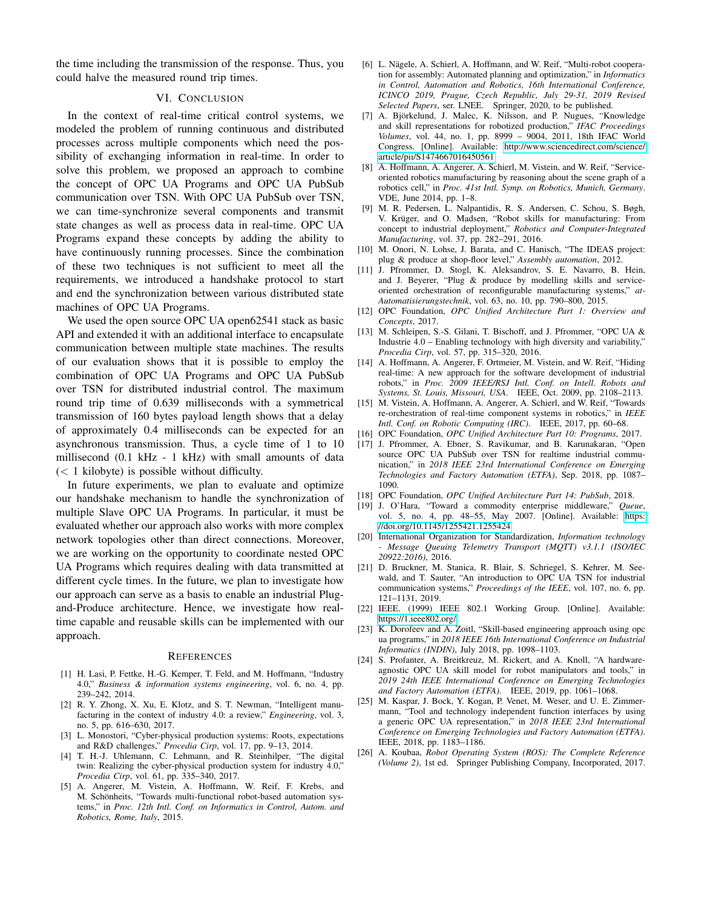the time including the transmission of the response. Thus, you could halve the measured round trip times.

## VI. Conclusion

In the context of real-time critical control systems, we modeled the problem of running continuous and distributed processes across multiple components which need the possibility of exchanging information in real-time. In order to solve this problem, we proposed an approach to combine the concept of OPC UA Programs and OPC UA PubSub communication over TSN. With OPC UA PubSub over TSN, we can time-synchronize several components and transmit state changes as well as process data in real-time. OPC UA Programs expand these concepts by adding the ability to have continuously running processes. Since the combination of these two techniques is not sufficient to meet all the requirements, we introduced a handshake protocol to start and end the synchronization between various distributed state machines of OPC UA Programs.

We used the open source OPC UA open62541 stack as basic API and extended it with an additional interface to encapsulate communication between multiple state machines. The results of our evaluation shows that it is possible to employ the combination of OPC UA Programs and OPC UA PubSub over TSN for distributed industrial control. The maximum round trip time of 0.639 milliseconds with a symmetrical transmission of 160 bytes payload length shows that a delay of approximately 0.4 milliseconds can be expected for an asynchronous transmission. Thus, a cycle time of 1 to 10 millisecond (0.1 kHz - 1 kHz) with small amounts of data ($<$ 1 kilobyte) is possible without difficulty.

In future experiments, we plan to evaluate and optimize our handshake mechanism to handle the synchronization of multiple Slave OPC UA Programs. In particular, it must be evaluated whether our approach also works with more complex network topologies other than direct connections. Moreover, we are working on the opportunity to coordinate nested OPC UA Programs which requires dealing with data transmitted at different cycle times. In the future, we plan to investigate how our approach can serve as a basis to enable an industrial Plug-and-Produce architecture. Hence, we investigate how real-time capable and reusable skills can be implemented with our approach.

## References

[1] H. Lasi, P. Fettke, H.-G. Kemper, T. Feld, and M. Hoffmann, "Industry 4.0," *Business & information systems engineering*, vol. 6, no. 4, pp. 239–242, 2014.

[2] R. Y. Zhong, X. Xu, E. Klotz, and S. T. Newman, "Intelligent manufacturing in the context of industry 4.0: a review," *Engineering*, vol. 3, no. 5, pp. 616–630, 2017.

[3] L. Monostori, "Cyber-physical production systems: Roots, expectations and R&D challenges," *Procedia Cirp*, vol. 17, pp. 9–13, 2014.

[4] T. H.-J. Uhlemann, C. Lehmann, and R. Steinhilper, "The digital twin: Realizing the cyber-physical production system for industry 4.0," *Procedia Cirp*, vol. 61, pp. 335–340, 2017.

[5] A. Angerer, M. Vistein, A. Hoffmann, W. Reif, F. Krebs, and M. Schönheits, "Towards multi-functional robot-based automation systems," in *Proc. 12th Intl. Conf. on Informatics in Control, Autom. and Robotics, Rome, Italy*, 2015.

[6] L. Nägele, A. Schierl, A. Hoffmann, and W. Reif, "Multi-robot cooperation for assembly: Automated planning and optimization," in *Informatics in Control, Automation and Robotics, 16th International Conference, ICINCO 2019, Prague, Czech Republic, July 29-31, 2019 Revised Selected Papers*, ser. LNEE. Springer, 2020, to be published.

[7] A. Björkelund, J. Malec, K. Nilsson, and P. Nugues, "Knowledge and skill representations for robotized production," *IFAC Proceedings Volumes*, vol. 44, no. 1, pp. 8999 – 9004, 2011, 18th IFAC World Congress. [Online]. Available: http://www.sciencedirect.com/science/article/pii/S1474667016450561

[8] A. Hoffmann, A. Angerer, A. Schierl, M. Vistein, and W. Reif, "Service-oriented robotics manufacturing by reasoning about the scene graph of a robotics cell," in *Proc. 41st Intl. Symp. on Robotics, Munich, Germany*. VDE, June 2014, pp. 1–8.

[9] M. R. Pedersen, L. Nalpantidis, R. S. Andersen, C. Schou, S. Bøgh, V. Krüger, and O. Madsen, "Robot skills for manufacturing: From concept to industrial deployment," *Robotics and Computer-Integrated Manufacturing*, vol. 37, pp. 282–291, 2016.

[10] M. Onori, N. Lohse, J. Barata, and C. Hanisch, "The IDEAS project: plug & produce at shop-floor level," *Assembly automation*, 2012.

[11] J. Pfrommer, D. Stogl, K. Aleksandrov, S. E. Navarro, B. Hein, and J. Beyerer, "Plug & produce by modelling skills and service-oriented orchestration of reconfigurable manufacturing systems," *at-Automatisierungstechnik*, vol. 63, no. 10, pp. 790–800, 2015.

[12] OPC Foundation, *OPC Unified Architecture Part 1: Overview and Concepts*, 2017.

[13] M. Schleipen, S.-S. Gilani, T. Bischoff, and J. Pfrommer, "OPC UA & Industrie 4.0 – Enabling technology with high diversity and variability," *Procedia Cirp*, vol. 57, pp. 315–320, 2016.

[14] A. Hoffmann, A. Angerer, F. Ortmeier, M. Vistein, and W. Reif, "Hiding real-time: A new approach for the software development of industrial robots," in *Proc. 2009 IEEE/RSJ Intl. Conf. on Intell. Robots and Systems, St. Louis, Missouri, USA*. IEEE, Oct. 2009, pp. 2108–2113.

[15] M. Vistein, A. Hoffmann, A. Angerer, A. Schierl, and W. Reif, "Towards re-orchestration of real-time component systems in robotics," in *IEEE Intl. Conf. on Robotic Computing (IRC)*. IEEE, 2017, pp. 60–68.

[16] OPC Foundation, *OPC Unified Architecture Part 10: Programs*, 2017.

[17] J. Pfrommer, A. Ebner, S. Ravikumar, and B. Karunakaran, "Open source OPC UA PubSub over TSN for realtime industrial communication," in *2018 IEEE 23rd International Conference on Emerging Technologies and Factory Automation (ETFA)*, Sep. 2018, pp. 1087–1090.

[18] OPC Foundation, *OPC Unified Architecture Part 14: PubSub*, 2018.

[19] J. O'Hara, "Toward a commodity enterprise middleware," *Queue*, vol. 5, no. 4, pp. 48–55, May 2007. [Online]. Available: https://doi.org/10.1145/1255421.1255424

[20] International Organization for Standardization, *Information technology - Message Queuing Telemetry Transport (MQTT) v3.1.1 (ISO/IEC 20922:2016)*, 2016.

[21] D. Bruckner, M. Stanica, R. Blair, S. Schriegel, S. Kehrer, M. Seewald, and T. Sauter, "An introduction to OPC UA TSN for industrial communication systems," *Proceedings of the IEEE*, vol. 107, no. 6, pp. 121–1131, 2019.

[22] IEEE. (1999) IEEE 802.1 Working Group. [Online]. Available: https://1.ieee802.org/

[23] K. Dorofeev and A. Zoitl, "Skill-based engineering approach using opc ua programs," in *2018 IEEE 16th International Conference on Industrial Informatics (INDIN)*, July 2018, pp. 1098–1103.

[24] S. Profanter, A. Breitkreuz, M. Rickert, and A. Knoll, "A hardware-agnostic OPC UA skill model for robot manipulators and tools," in *2019 24th IEEE International Conference on Emerging Technologies and Factory Automation (ETFA)*. IEEE, 2019, pp. 1061–1068.

[25] M. Kaspar, J. Bock, Y. Kogan, P. Venet, M. Weser, and U. E. Zimmermann, "Tool and technology independent function interfaces by using a generic OPC UA representation," in *2018 IEEE 23rd International Conference on Emerging Technologies and Factory Automation (ETFA)*. IEEE, 2018, pp. 1183–1186.

[26] A. Koubaa, *Robot Operating System (ROS): The Complete Reference (Volume 2)*, 1st ed. Springer Publishing Company, Incorporated, 2017.